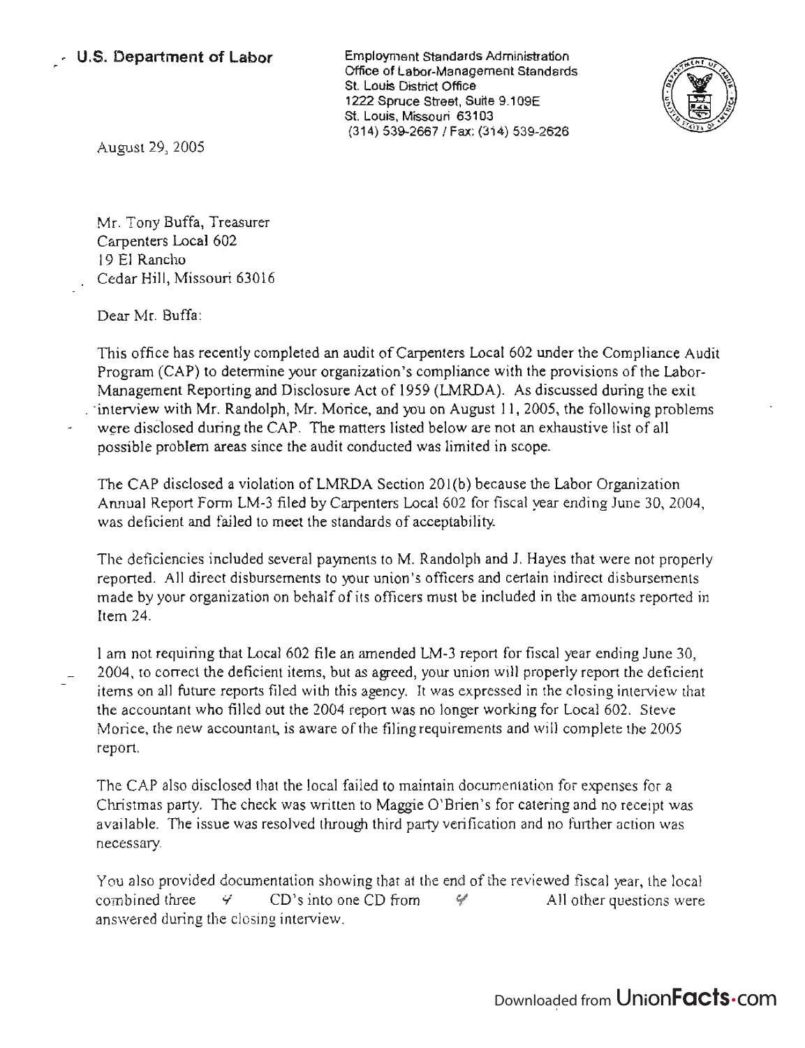**U.S. Department of Labor**

Employment Standards Administration
Office of Labor-Management Standards
St. Louis District Office
1222 Spruce Street, Suite 9.109E
St. Louis, Missouri 63103
(314) 539-2667 / Fax: (314) 539-2626

August 29, 2005

Mr. Tony Buffa, Treasurer
Carpenters Local 602
19 El Rancho
Cedar Hill, Missouri 63016

Dear Mr. Buffa:

This office has recently completed an audit of Carpenters Local 602 under the Compliance Audit Program (CAP) to determine your organization's compliance with the provisions of the Labor-Management Reporting and Disclosure Act of 1959 (LMRDA). As discussed during the exit interview with Mr. Randolph, Mr. Morice, and you on August 11, 2005, the following problems were disclosed during the CAP. The matters listed below are not an exhaustive list of all possible problem areas since the audit conducted was limited in scope.

The CAP disclosed a violation of LMRDA Section 201(b) because the Labor Organization Annual Report Form LM-3 filed by Carpenters Local 602 for fiscal year ending June 30, 2004, was deficient and failed to meet the standards of acceptability.

The deficiencies included several payments to M. Randolph and J. Hayes that were not properly reported. All direct disbursements to your union's officers and certain indirect disbursements made by your organization on behalf of its officers must be included in the amounts reported in Item 24.

I am not requiring that Local 602 file an amended LM-3 report for fiscal year ending June 30, 2004, to correct the deficient items, but as agreed, your union will properly report the deficient items on all future reports filed with this agency. It was expressed in the closing interview that the accountant who filled out the 2004 report was no longer working for Local 602. Steve Morice, the new accountant, is aware of the filing requirements and will complete the 2005 report.

The CAP also disclosed that the local failed to maintain documentation for expenses for a Christmas party. The check was written to Maggie O'Brien's for catering and no receipt was available. The issue was resolved through third party verification and no further action was necessary.

You also provided documentation showing that at the end of the reviewed fiscal year, the local combined three CD's into one CD from All other questions were answered during the closing interview.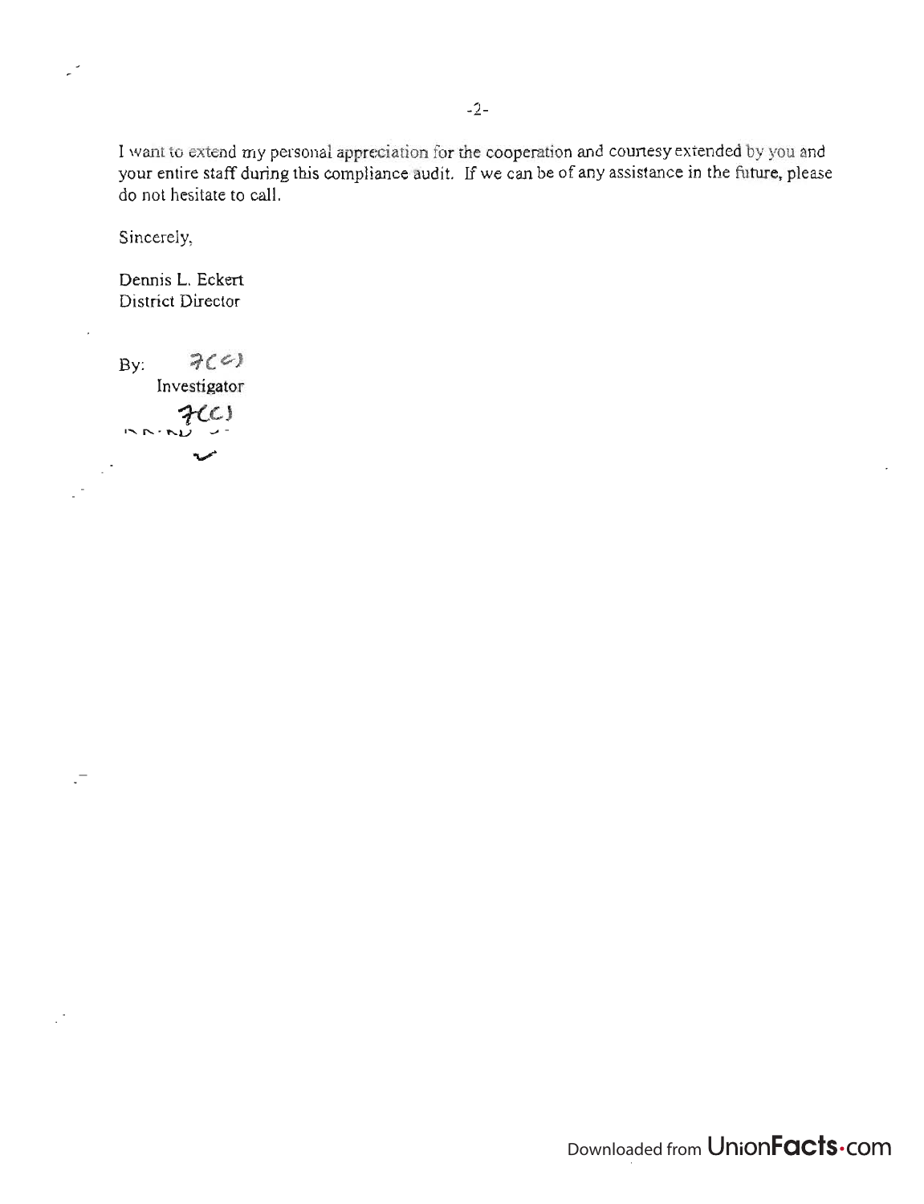I want to extend my personal appreciation for the cooperation and courtesy extended by you and your entire staff during this compliance audit. If we can be of any assistance in the future, please do not hesitate to call.

Sincerely,

Dennis L. Eckert
District Director

By: 7(c)
Investigator

7(c)